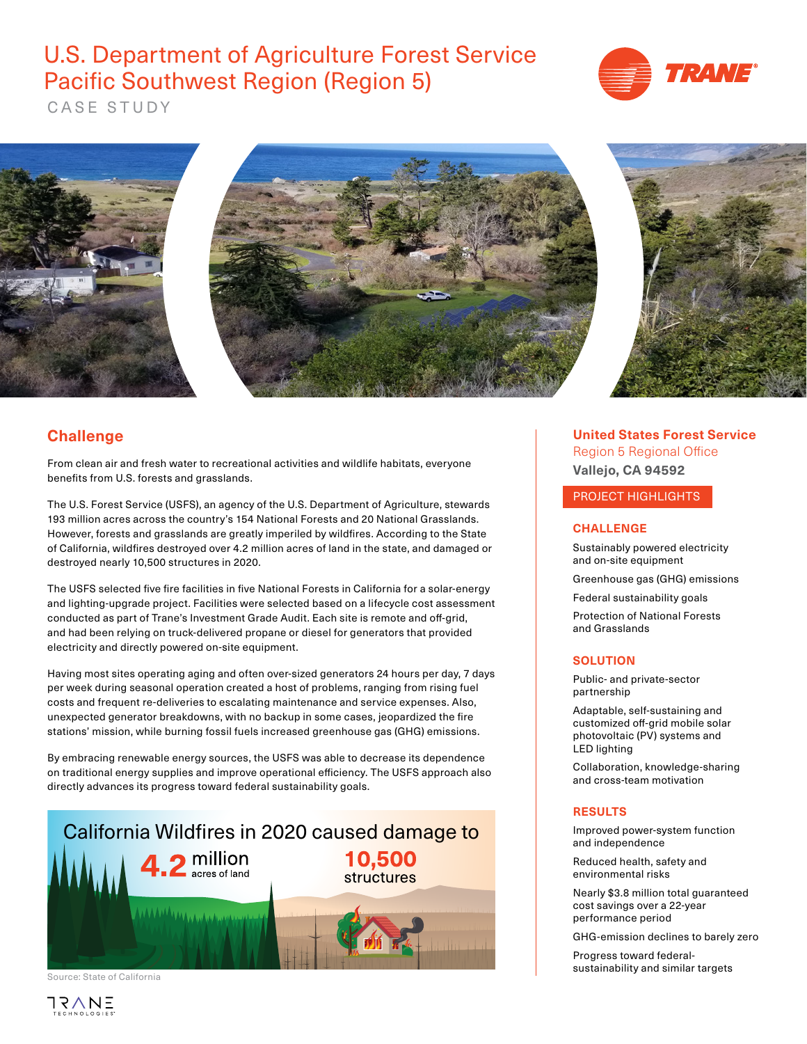# U.S. Department of Agriculture Forest Service Pacific Southwest Region (Region 5)

CASE STUDY

## Challenge

From clean air and fresh water to recreational activities and wildlife habitats, everyone benefits from U.S. forests and grasslands.

The U.S. Forest Service (USFS), an agency of the U.S. Department of Agriculture, stewards 193 million acres across the country's 154 National Forests and 20 National Grasslands. However, forests and grasslands are greatly imperiled by wildfires. According to the State of California, wildfires destroyed over 4.2 million acres of land in the state, and damaged or destroyed nearly 10,500 structures in 2020.

The USFS selected five fire facilities in five National Forests in California for a solar-energy and lighting-upgrade project. Facilities were selected based on a lifecycle cost assessment conducted as part of Trane's Investment Grade Audit. Each site is remote and off-grid, and had been relying on truck-delivered propane or diesel for generators that provided electricity and directly powered on-site equipment.

Having most sites operating aging and often over-sized generators 24 hours per day, 7 days per week during seasonal operation created a host of problems, ranging from rising fuel costs and frequent re-deliveries to escalating maintenance and service expenses. Also, unexpected generator breakdowns, with no backup in some cases, jeopardized the fire stations' mission, while burning fossil fuels increased greenhouse gas (GHG) emissions.

By embracing renewable energy sources, the USFS was able to decrease its dependence on traditional energy supplies and improve operational efficiency. The USFS approach also directly advances its progress toward federal sustainability goals.

California Wildfires in 2020 caused damage to

**4.2** million acres of land

**10,500** structures

Source: State of California

**United States Forest Service**
Region 5 Regional Office
**Vallejo, CA 94592**

### PROJECT HIGHLIGHTS

#### CHALLENGE

- Sustainably powered electricity and on-site equipment
- Greenhouse gas (GHG) emissions
- Federal sustainability goals
- Protection of National Forests and Grasslands

#### SOLUTION

- Public- and private-sector partnership
- Adaptable, self-sustaining and customized off-grid mobile solar photovoltaic (PV) systems and LED lighting
- Collaboration, knowledge-sharing and cross-team motivation

#### RESULTS

- Improved power-system function and independence
- Reduced health, safety and environmental risks
- Nearly $3.8 million total guaranteed cost savings over a 22-year performance period
- GHG-emission declines to barely zero
- Progress toward federal-sustainability and similar targets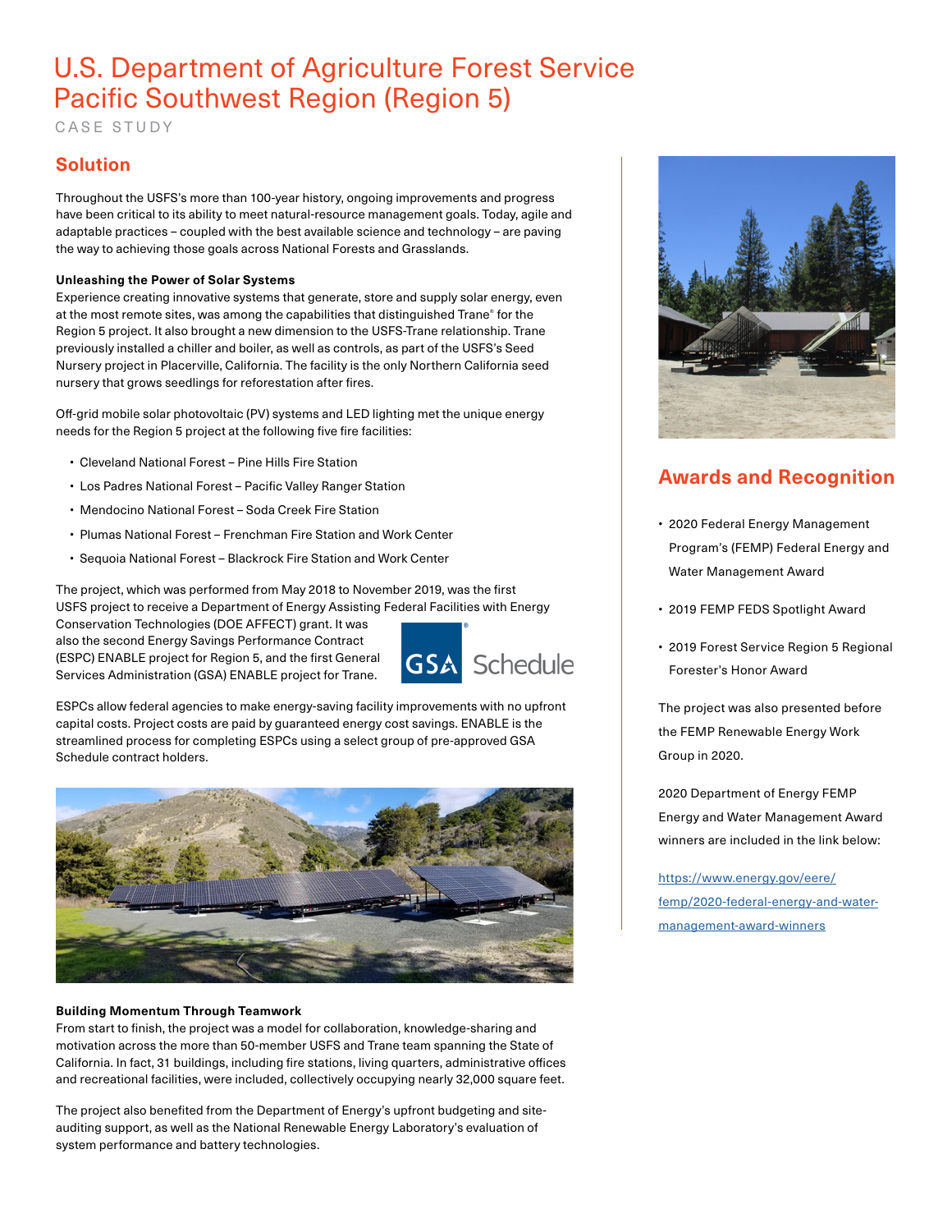# U.S. Department of Agriculture Forest Service Pacific Southwest Region (Region 5)

CASE STUDY

## Solution

Throughout the USFS's more than 100-year history, ongoing improvements and progress have been critical to its ability to meet natural-resource management goals. Today, agile and adaptable practices – coupled with the best available science and technology – are paving the way to achieving those goals across National Forests and Grasslands.

**Unleashing the Power of Solar Systems**

Experience creating innovative systems that generate, store and supply solar energy, even at the most remote sites, was among the capabilities that distinguished Trane® for the Region 5 project. It also brought a new dimension to the USFS-Trane relationship. Trane previously installed a chiller and boiler, as well as controls, as part of the USFS's Seed Nursery project in Placerville, California. The facility is the only Northern California seed nursery that grows seedlings for reforestation after fires.

Off-grid mobile solar photovoltaic (PV) systems and LED lighting met the unique energy needs for the Region 5 project at the following five fire facilities:

- Cleveland National Forest – Pine Hills Fire Station
- Los Padres National Forest – Pacific Valley Ranger Station
- Mendocino National Forest – Soda Creek Fire Station
- Plumas National Forest – Frenchman Fire Station and Work Center
- Sequoia National Forest – Blackrock Fire Station and Work Center

The project, which was performed from May 2018 to November 2019, was the first USFS project to receive a Department of Energy Assisting Federal Facilities with Energy Conservation Technologies (DOE AFFECT) grant. It was also the second Energy Savings Performance Contract (ESPC) ENABLE project for Region 5, and the first General Services Administration (GSA) ENABLE project for Trane.

GSA Schedule

ESPCs allow federal agencies to make energy-saving facility improvements with no upfront capital costs. Project costs are paid by guaranteed energy cost savings. ENABLE is the streamlined process for completing ESPCs using a select group of pre-approved GSA Schedule contract holders.

**Building Momentum Through Teamwork**

From start to finish, the project was a model for collaboration, knowledge-sharing and motivation across the more than 50-member USFS and Trane team spanning the State of California. In fact, 31 buildings, including fire stations, living quarters, administrative offices and recreational facilities, were included, collectively occupying nearly 32,000 square feet.

The project also benefited from the Department of Energy's upfront budgeting and site-auditing support, as well as the National Renewable Energy Laboratory's evaluation of system performance and battery technologies.

## Awards and Recognition

- 2020 Federal Energy Management Program's (FEMP) Federal Energy and Water Management Award
- 2019 FEMP FEDS Spotlight Award
- 2019 Forest Service Region 5 Regional Forester's Honor Award

The project was also presented before the FEMP Renewable Energy Work Group in 2020.

2020 Department of Energy FEMP Energy and Water Management Award winners are included in the link below:

https://www.energy.gov/eere/femp/2020-federal-energy-and-water-management-award-winners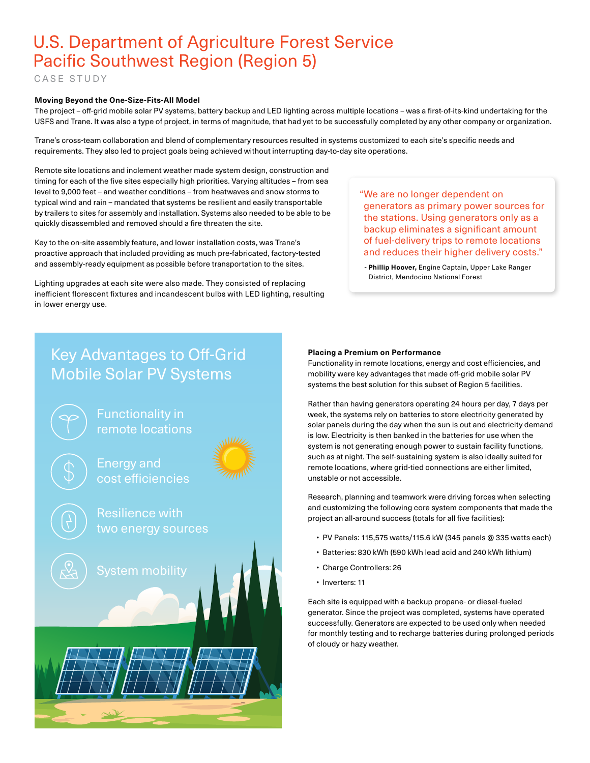# U.S. Department of Agriculture Forest Service Pacific Southwest Region (Region 5)

CASE STUDY

**Moving Beyond the One-Size-Fits-All Model**

The project – off-grid mobile solar PV systems, battery backup and LED lighting across multiple locations – was a first-of-its-kind undertaking for the USFS and Trane. It was also a type of project, in terms of magnitude, that had yet to be successfully completed by any other company or organization.

Trane's cross-team collaboration and blend of complementary resources resulted in systems customized to each site's specific needs and requirements. They also led to project goals being achieved without interrupting day-to-day site operations.

Remote site locations and inclement weather made system design, construction and timing for each of the five sites especially high priorities. Varying altitudes – from sea level to 9,000 feet – and weather conditions – from heatwaves and snow storms to typical wind and rain – mandated that systems be resilient and easily transportable by trailers to sites for assembly and installation. Systems also needed to be able to be quickly disassembled and removed should a fire threaten the site.

Key to the on-site assembly feature, and lower installation costs, was Trane's proactive approach that included providing as much pre-fabricated, factory-tested and assembly-ready equipment as possible before transportation to the sites.

Lighting upgrades at each site were also made. They consisted of replacing inefficient florescent fixtures and incandescent bulbs with LED lighting, resulting in lower energy use.

> "We are no longer dependent on generators as primary power sources for the stations. Using generators only as a backup eliminates a significant amount of fuel-delivery trips to remote locations and reduces their higher delivery costs."
>
> **- Phillip Hoover,** Engine Captain, Upper Lake Ranger District, Mendocino National Forest

## Key Advantages to Off-Grid Mobile Solar PV Systems

- Functionality in remote locations
- Energy and cost efficiencies
- Resilience with two energy sources
- System mobility

**Placing a Premium on Performance**

Functionality in remote locations, energy and cost efficiencies, and mobility were key advantages that made off-grid mobile solar PV systems the best solution for this subset of Region 5 facilities.

Rather than having generators operating 24 hours per day, 7 days per week, the systems rely on batteries to store electricity generated by solar panels during the day when the sun is out and electricity demand is low. Electricity is then banked in the batteries for use when the system is not generating enough power to sustain facility functions, such as at night. The self-sustaining system is also ideally suited for remote locations, where grid-tied connections are either limited, unstable or not accessible.

Research, planning and teamwork were driving forces when selecting and customizing the following core system components that made the project an all-around success (totals for all five facilities):

- PV Panels: 115,575 watts/115.6 kW (345 panels @ 335 watts each)
- Batteries: 830 kWh (590 kWh lead acid and 240 kWh lithium)
- Charge Controllers: 26
- Inverters: 11

Each site is equipped with a backup propane- or diesel-fueled generator. Since the project was completed, systems have operated successfully. Generators are expected to be used only when needed for monthly testing and to recharge batteries during prolonged periods of cloudy or hazy weather.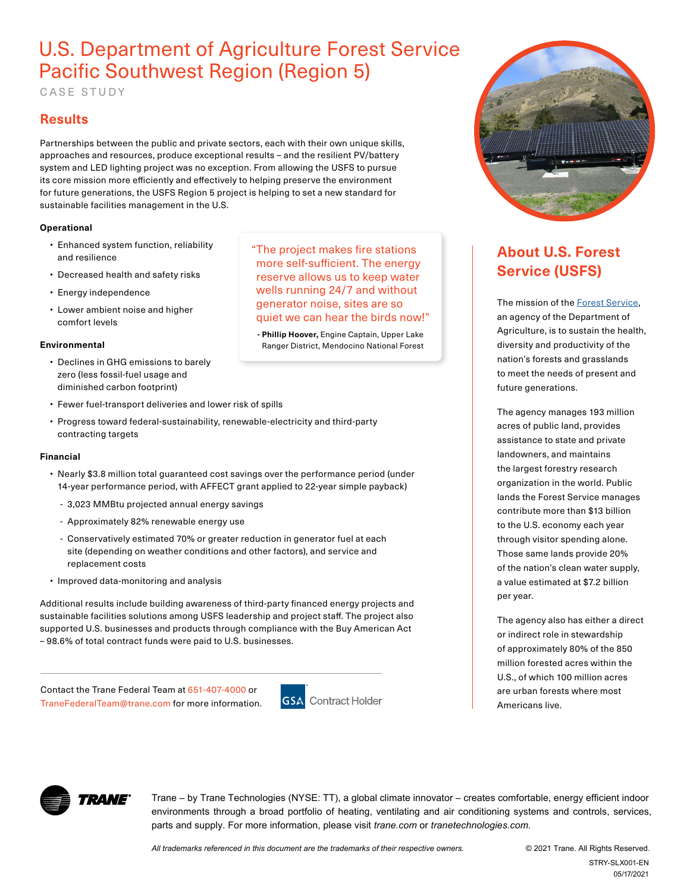# U.S. Department of Agriculture Forest Service Pacific Southwest Region (Region 5)

CASE STUDY

## Results

Partnerships between the public and private sectors, each with their own unique skills, approaches and resources, produce exceptional results – and the resilient PV/battery system and LED lighting project was no exception. From allowing the USFS to pursue its core mission more efficiently and effectively to helping preserve the environment for future generations, the USFS Region 5 project is helping to set a new standard for sustainable facilities management in the U.S.

**Operational**

- Enhanced system function, reliability and resilience
- Decreased health and safety risks
- Energy independence
- Lower ambient noise and higher comfort levels

**Environmental**

- Declines in GHG emissions to barely zero (less fossil-fuel usage and diminished carbon footprint)
- Fewer fuel-transport deliveries and lower risk of spills
- Progress toward federal-sustainability, renewable-electricity and third-party contracting targets

**Financial**

- Nearly $3.8 million total guaranteed cost savings over the performance period (under 14-year performance period, with AFFECT grant applied to 22-year simple payback)
  - 3,023 MMBtu projected annual energy savings
  - Approximately 82% renewable energy use
  - Conservatively estimated 70% or greater reduction in generator fuel at each site (depending on weather conditions and other factors), and service and replacement costs
- Improved data-monitoring and analysis

Additional results include building awareness of third-party financed energy projects and sustainable facilities solutions among USFS leadership and project staff. The project also supported U.S. businesses and products through compliance with the Buy American Act – 98.6% of total contract funds were paid to U.S. businesses.

> "The project makes fire stations more self-sufficient. The energy reserve allows us to keep water wells running 24/7 and without generator noise, sites are so quiet we can hear the birds now!"
>
> \- **Phillip Hoover,** Engine Captain, Upper Lake Ranger District, Mendocino National Forest

Contact the Trane Federal Team at 651-407-4000 or TraneFederalTeam@trane.com for more information.

GSA Contract Holder

## About U.S. Forest Service (USFS)

The mission of the Forest Service, an agency of the Department of Agriculture, is to sustain the health, diversity and productivity of the nation's forests and grasslands to meet the needs of present and future generations.

The agency manages 193 million acres of public land, provides assistance to state and private landowners, and maintains the largest forestry research organization in the world. Public lands the Forest Service manages contribute more than $13 billion to the U.S. economy each year through visitor spending alone. Those same lands provide 20% of the nation's clean water supply, a value estimated at $7.2 billion per year.

The agency also has either a direct or indirect role in stewardship of approximately 80% of the 850 million forested acres within the U.S., of which 100 million acres are urban forests where most Americans live.

Trane – by Trane Technologies (NYSE: TT), a global climate innovator – creates comfortable, energy efficient indoor environments through a broad portfolio of heating, ventilating and air conditioning systems and controls, services, parts and supply. For more information, please visit *trane.com* or *tranetechnologies.com*.

*All trademarks referenced in this document are the trademarks of their respective owners.*

© 2021 Trane. All Rights Reserved.

STRY-SLX001-EN
05/17/2021